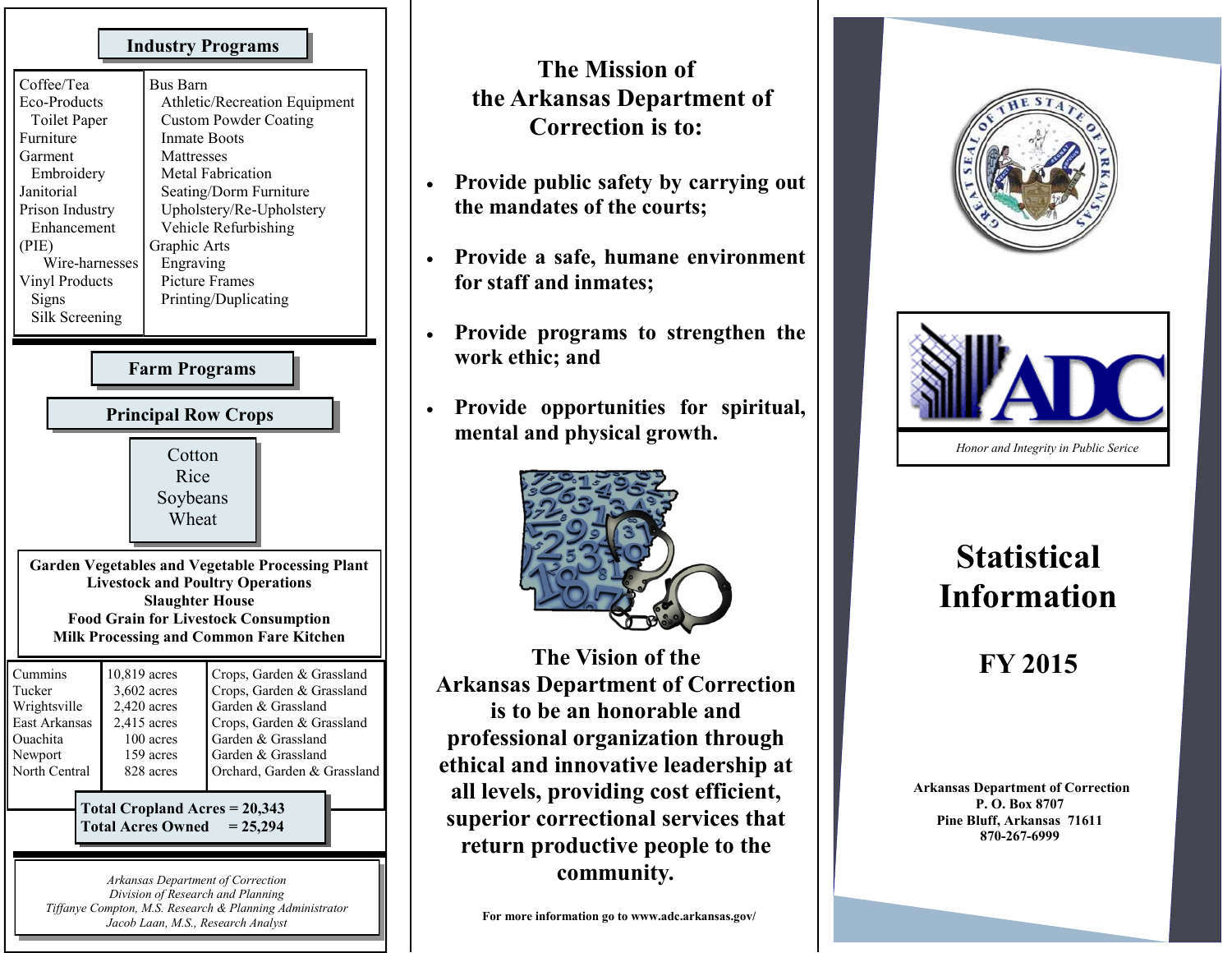## Industry Programs

| | |
|---|---|
| Coffee/Tea<br>Eco-Products<br>Toilet Paper<br>Furniture<br>Garment<br>Embroidery<br>Janitorial<br>Prison Industry Enhancement (PIE)<br>Wire-harnesses<br>Vinyl Products<br>Signs<br>Silk Screening | Bus Barn<br>Athletic/Recreation Equipment<br>Custom Powder Coating<br>Inmate Boots<br>Mattresses<br>Metal Fabrication<br>Seating/Dorm Furniture<br>Upholstery/Re-Upholstery<br>Vehicle Refurbishing<br>Graphic Arts<br>Engraving<br>Picture Frames<br>Printing/Duplicating |

## Farm Programs

### Principal Row Crops

Cotton
Rice
Soybeans
Wheat

**Garden Vegetables and Vegetable Processing Plant**
**Livestock and Poultry Operations**
**Slaughter House**
**Food Grain for Livestock Consumption**
**Milk Processing and Common Fare Kitchen**

| | | |
|---|---|---|
| Cummins | 10,819 acres | Crops, Garden & Grassland |
| Tucker | 3,602 acres | Crops, Garden & Grassland |
| Wrightsville | 2,420 acres | Garden & Grassland |
| East Arkansas | 2,415 acres | Crops, Garden & Grassland |
| Ouachita | 100 acres | Garden & Grassland |
| Newport | 159 acres | Garden & Grassland |
| North Central | 828 acres | Orchard, Garden & Grassland |

**Total Cropland Acres = 20,343**
**Total Acres Owned = 25,294**

*Arkansas Department of Correction*
*Division of Research and Planning*
*Tiffanye Compton, M.S. Research & Planning Administrator*
*Jacob Laan, M.S., Research Analyst*

## The Mission of the Arkansas Department of Correction is to:

- **Provide public safety by carrying out the mandates of the courts;**
- **Provide a safe, humane environment for staff and inmates;**
- **Provide programs to strengthen the work ethic; and**
- **Provide opportunities for spiritual, mental and physical growth.**

## The Vision of the Arkansas Department of Correction is to be an honorable and professional organization through ethical and innovative leadership at all levels, providing cost efficient, superior correctional services that return productive people to the community.

**For more information go to www.adc.arkansas.gov/**

ADC

*Honor and Integrity in Public Serice*

# Statistical Information

## FY 2015

**Arkansas Department of Correction**
**P. O. Box 8707**
**Pine Bluff, Arkansas 71611**
**870-267-6999**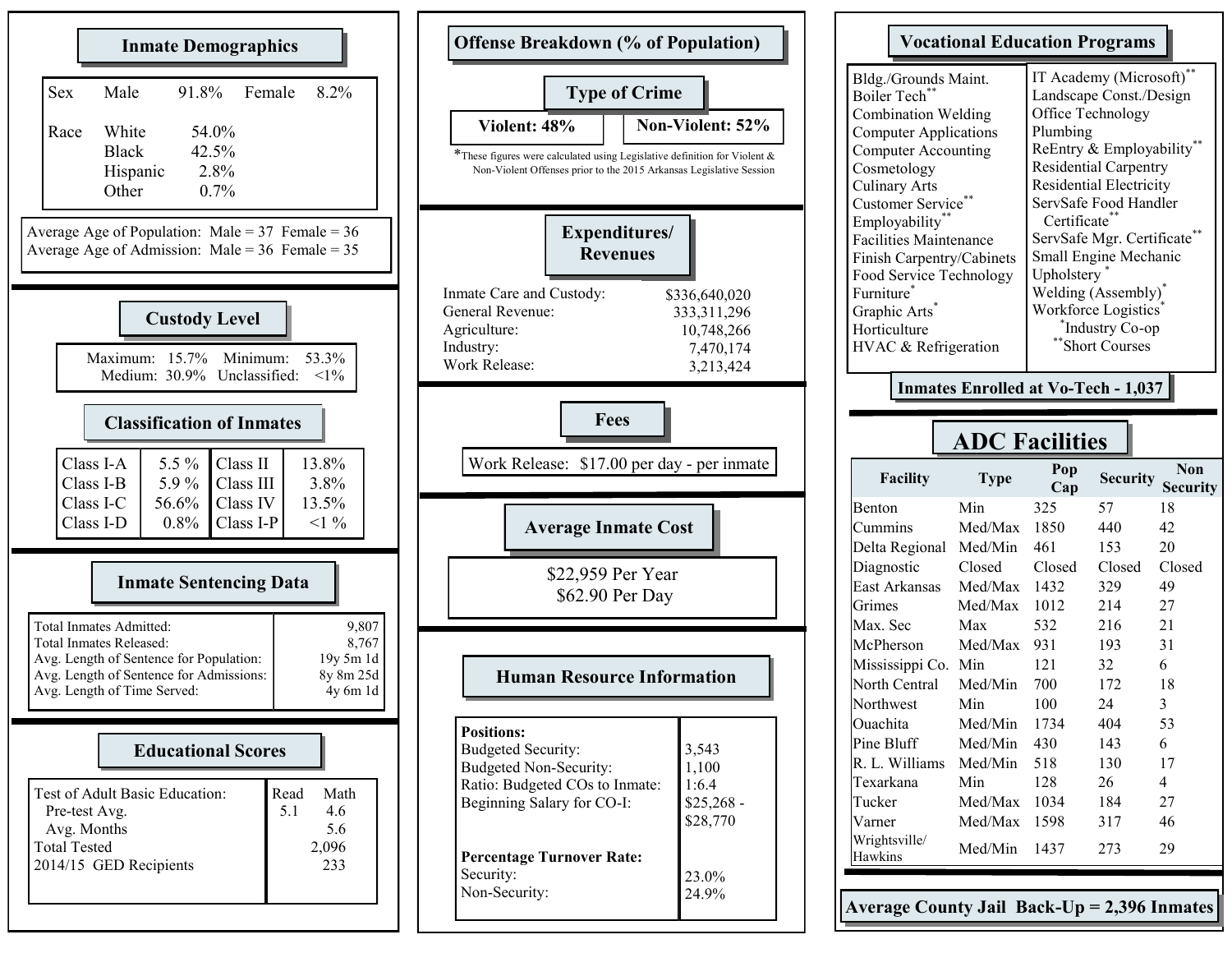## Inmate Demographics

| | | | | |
|---|---|---|---|---|
| Sex | Male | 91.8% | Female | 8.2% |
| Race | White | 54.0% | | |
| | Black | 42.5% | | |
| | Hispanic | 2.8% | | |
| | Other | 0.7% | | |

Average Age of Population: Male = 37 Female = 36
Average Age of Admission: Male = 36 Female = 35

## Custody Level

| | | | |
|---|---|---|---|
| Maximum: | 15.7% | Minimum: | 53.3% |
| Medium: | 30.9% | Unclassified: | <1% |

## Classification of Inmates

| | | | |
|---|---|---|---|
| Class I-A | 5.5 % | Class II | 13.8% |
| Class I-B | 5.9 % | Class III | 3.8% |
| Class I-C | 56.6% | Class IV | 13.5% |
| Class I-D | 0.8% | Class I-P | <1 % |

## Inmate Sentencing Data

| | |
|---|---|
| Total Inmates Admitted: | 9,807 |
| Total Inmates Released: | 8,767 |
| Avg. Length of Sentence for Population: | 19y 5m 1d |
| Avg. Length of Sentence for Admissions: | 8y 8m 25d |
| Avg. Length of Time Served: | 4y 6m 1d |

## Educational Scores

| | Read | Math |
|---|---|---|
| Test of Adult Basic Education: | | |
| Pre-test Avg. | 5.1 | 4.6 |
| Avg. Months | | 5.6 |
| Total Tested | | 2,096 |
| 2014/15 GED Recipients | | 233 |

## Offense Breakdown (% of Population)

### Type of Crime

**Violent: 48%** | **Non-Violent: 52%**

*These figures were calculated using Legislative definition for Violent & Non-Violent Offenses prior to the 2015 Arkansas Legislative Session

## Expenditures/ Revenues

| | |
|---|---|
| Inmate Care and Custody: | $336,640,020 |
| General Revenue: | 333,311,296 |
| Agriculture: | 10,748,266 |
| Industry: | 7,470,174 |
| Work Release: | 3,213,424 |

## Fees

Work Release: $17.00 per day - per inmate

## Average Inmate Cost

$22,959 Per Year
$62.90 Per Day

## Human Resource Information

| | |
|---|---|
| **Positions:** | |
| Budgeted Security: | 3,543 |
| Budgeted Non-Security: | 1,100 |
| Ratio: Budgeted COs to Inmate: | 1:6.4 |
| Beginning Salary for CO-I: | $25,268 - $28,770 |
| **Percentage Turnover Rate:** | |
| Security: | 23.0% |
| Non-Security: | 24.9% |

## Vocational Education Programs

| | |
|---|---|
| Bldg./Grounds Maint. | IT Academy (Microsoft)** |
| Boiler Tech** | Landscape Const./Design |
| Combination Welding | Office Technology |
| Computer Applications | Plumbing |
| Computer Accounting | ReEntry & Employability** |
| Cosmetology | Residential Carpentry |
| Culinary Arts | Residential Electricity |
| Customer Service** | ServSafe Food Handler Certificate** |
| Employability** | ServSafe Mgr. Certificate** |
| Facilities Maintenance | Small Engine Mechanic |
| Finish Carpentry/Cabinets | Upholstery * |
| Food Service Technology | Welding (Assembly)* |
| Furniture* | Workforce Logistics* |
| Graphic Arts* | *Industry Co-op |
| Horticulture | **Short Courses |
| HVAC & Refrigeration | |

**Inmates Enrolled at Vo-Tech - 1,037**

## ADC Facilities

| Facility | Type | Pop Cap | Security | Non Security |
|---|---|---|---|---|
| Benton | Min | 325 | 57 | 18 |
| Cummins | Med/Max | 1850 | 440 | 42 |
| Delta Regional | Med/Min | 461 | 153 | 20 |
| Diagnostic | Closed | Closed | Closed | Closed |
| East Arkansas | Med/Max | 1432 | 329 | 49 |
| Grimes | Med/Max | 1012 | 214 | 27 |
| Max. Sec | Max | 532 | 216 | 21 |
| McPherson | Med/Max | 931 | 193 | 31 |
| Mississippi Co. | Min | 121 | 32 | 6 |
| North Central | Med/Min | 700 | 172 | 18 |
| Northwest | Min | 100 | 24 | 3 |
| Ouachita | Med/Min | 1734 | 404 | 53 |
| Pine Bluff | Med/Min | 430 | 143 | 6 |
| R. L. Williams | Med/Min | 518 | 130 | 17 |
| Texarkana | Min | 128 | 26 | 4 |
| Tucker | Med/Max | 1034 | 184 | 27 |
| Varner | Med/Max | 1598 | 317 | 46 |
| Wrightsville/ Hawkins | Med/Min | 1437 | 273 | 29 |

**Average County Jail Back-Up = 2,396 Inmates**